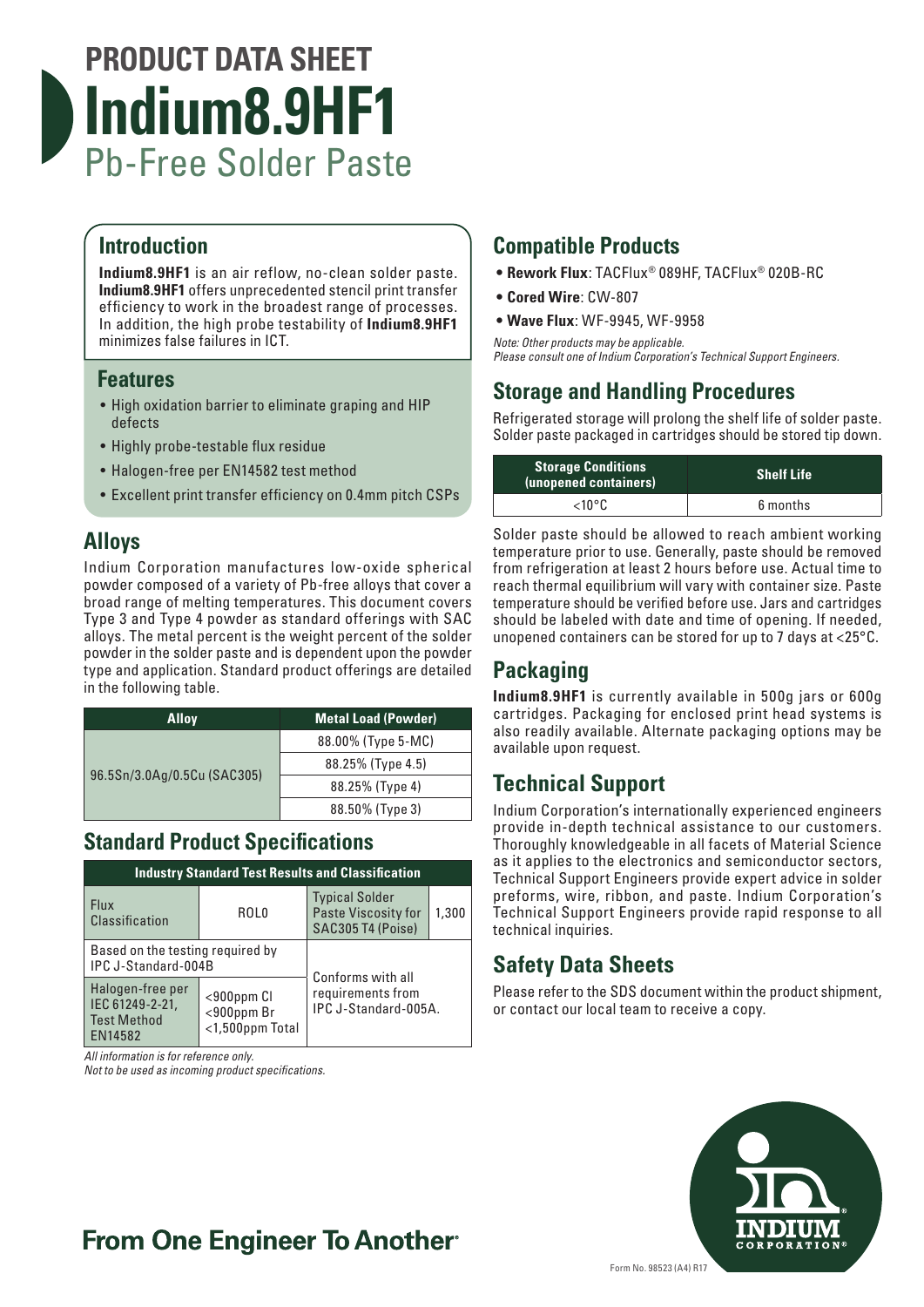# PRODUCT DATA SHEET

# Indium8.9HF1

## Pb-Free Solder Paste

## Introduction

**Indium8.9HF1** is an air reflow, no-clean solder paste. **Indium8.9HF1** offers unprecedented stencil print transfer efficiency to work in the broadest range of processes. In addition, the high probe testability of **Indium8.9HF1** minimizes false failures in ICT.

## Features

- High oxidation barrier to eliminate graping and HIP defects
- Highly probe-testable flux residue
- Halogen-free per EN14582 test method
- Excellent print transfer efficiency on 0.4mm pitch CSPs

## Alloys

Indium Corporation manufactures low-oxide spherical powder composed of a variety of Pb-free alloys that cover a broad range of melting temperatures. This document covers Type 3 and Type 4 powder as standard offerings with SAC alloys. The metal percent is the weight percent of the solder powder in the solder paste and is dependent upon the powder type and application. Standard product offerings are detailed in the following table.

| Alloy | Metal Load (Powder) |
|---|---|
| 96.5Sn/3.0Ag/0.5Cu (SAC305) | 88.00% (Type 5-MC) |
| | 88.25% (Type 4.5) |
| | 88.25% (Type 4) |
| | 88.50% (Type 3) |

## Standard Product Specifications

| Industry Standard Test Results and Classification | | | |
|---|---|---|---|
| Flux Classification | ROL0 | Typical Solder Paste Viscosity for SAC305 T4 (Poise) | 1,300 |
| Based on the testing required by IPC J-Standard-004B | | Conforms with all requirements from IPC J-Standard-005A. | |
| Halogen-free per IEC 61249-2-21, Test Method EN14582 | <900ppm Cl <900ppm Br <1,500ppm Total | | |

*All information is for reference only.*
*Not to be used as incoming product specifications.*

## Compatible Products

- **Rework Flux**: TACFlux® 089HF, TACFlux® 020B-RC
- **Cored Wire**: CW-807
- **Wave Flux**: WF-9945, WF-9958

*Note: Other products may be applicable.*
*Please consult one of Indium Corporation's Technical Support Engineers.*

## Storage and Handling Procedures

Refrigerated storage will prolong the shelf life of solder paste. Solder paste packaged in cartridges should be stored tip down.

| Storage Conditions (unopened containers) | Shelf Life |
|---|---|
| <10°C | 6 months |

Solder paste should be allowed to reach ambient working temperature prior to use. Generally, paste should be removed from refrigeration at least 2 hours before use. Actual time to reach thermal equilibrium will vary with container size. Paste temperature should be verified before use. Jars and cartridges should be labeled with date and time of opening. If needed, unopened containers can be stored for up to 7 days at <25°C.

## Packaging

**Indium8.9HF1** is currently available in 500g jars or 600g cartridges. Packaging for enclosed print head systems is also readily available. Alternate packaging options may be available upon request.

## Technical Support

Indium Corporation's internationally experienced engineers provide in-depth technical assistance to our customers. Thoroughly knowledgeable in all facets of Material Science as it applies to the electronics and semiconductor sectors, Technical Support Engineers provide expert advice in solder preforms, wire, ribbon, and paste. Indium Corporation's Technical Support Engineers provide rapid response to all technical inquiries.

## Safety Data Sheets

Please refer to the SDS document within the product shipment, or contact our local team to receive a copy.

**From One Engineer To Another®**

Form No. 98523 (A4) R17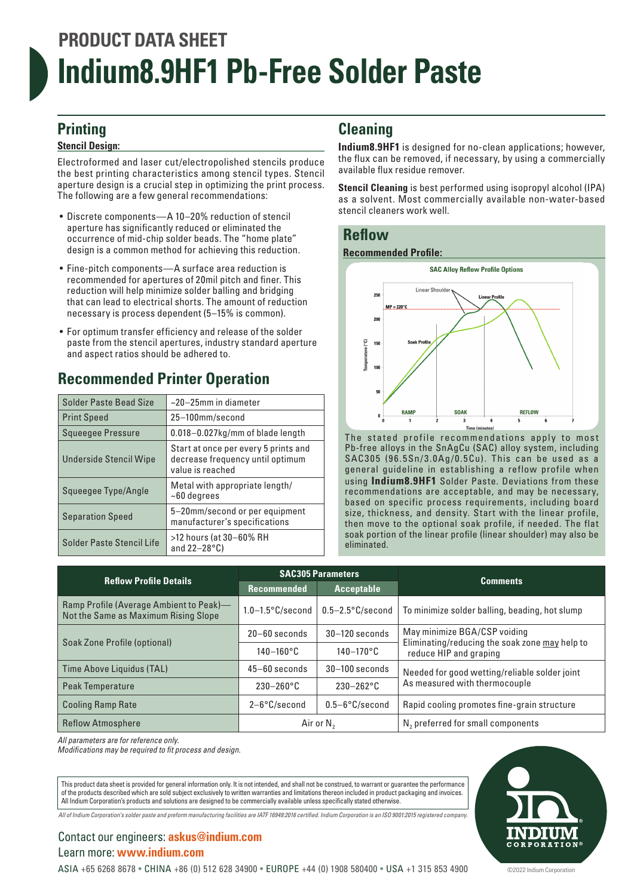# PRODUCT DATA SHEET
# Indium8.9HF1 Pb-Free Solder Paste

## Printing

### Stencil Design:

Electroformed and laser cut/electropolished stencils produce the best printing characteristics among stencil types. Stencil aperture design is a crucial step in optimizing the print process. The following are a few general recommendations:

- Discrete components—A 10–20% reduction of stencil aperture has significantly reduced or eliminated the occurrence of mid-chip solder beads. The "home plate" design is a common method for achieving this reduction.
- Fine-pitch components—A surface area reduction is recommended for apertures of 20mil pitch and finer. This reduction will help minimize solder balling and bridging that can lead to electrical shorts. The amount of reduction necessary is process dependent (5–15% is common).
- For optimum transfer efficiency and release of the solder paste from the stencil apertures, industry standard aperture and aspect ratios should be adhered to.

## Recommended Printer Operation

| | |
|---|---|
| Solder Paste Bead Size | ~20–25mm in diameter |
| Print Speed | 25–100mm/second |
| Squeegee Pressure | 0.018–0.027kg/mm of blade length |
| Underside Stencil Wipe | Start at once per every 5 prints and decrease frequency until optimum value is reached |
| Squeegee Type/Angle | Metal with appropriate length/ ~60 degrees |
| Separation Speed | 5–20mm/second or per equipment manufacturer's specifications |
| Solder Paste Stencil Life | >12 hours (at 30–60% RH and 22–28°C) |

## Cleaning

**Indium8.9HF1** is designed for no-clean applications; however, the flux can be removed, if necessary, by using a commercially available flux residue remover.

**Stencil Cleaning** is best performed using isopropyl alcohol (IPA) as a solvent. Most commercially available non-water-based stencil cleaners work well.

## Reflow

### Recommended Profile:

SAC Alloy Reflow Profile Options

Linear Shoulder
Linear Profile
MP = 220°C
Soak Profile
Temperature (°C)
250
200
150
100
50
0
RAMP
SOAK
REFLOW
0 1 2 3 4 5 6 7
Time (minutes)

The stated profile recommendations apply to most Pb-free alloys in the SnAgCu (SAC) alloy system, including SAC305 (96.5Sn/3.0Ag/0.5Cu). This can be used as a general guideline in establishing a reflow profile when using **Indium8.9HF1** Solder Paste. Deviations from these recommendations are acceptable, and may be necessary, based on specific process requirements, including board size, thickness, and density. Start with the linear profile, then move to the optional soak profile, if needed. The flat soak portion of the linear profile (linear shoulder) may also be eliminated.

| Reflow Profile Details | SAC305 Parameters | | Comments |
|---|---|---|---|
| | Recommended | Acceptable | |
| Ramp Profile (Average Ambient to Peak)—Not the Same as Maximum Rising Slope | 1.0–1.5°C/second | 0.5–2.5°C/second | To minimize solder balling, beading, hot slump |
| Soak Zone Profile (optional) | 20–60 seconds | 30–120 seconds | May minimize BGA/CSP voiding |
| | 140–160°C | 140–170°C | Eliminating/reducing the soak zone may help to reduce HIP and graping |
| Time Above Liquidus (TAL) | 45–60 seconds | 30–100 seconds | Needed for good wetting/reliable solder joint |
| Peak Temperature | 230–260°C | 230–262°C | As measured with thermocouple |
| Cooling Ramp Rate | 2–6°C/second | 0.5–6°C/second | Rapid cooling promotes fine-grain structure |
| Reflow Atmosphere | Air or $N_2$ | | $N_2$ preferred for small components |

*All parameters are for reference only.*
*Modifications may be required to fit process and design.*

This product data sheet is provided for general information only. It is not intended, and shall not be construed, to warrant or guarantee the performance of the products described which are sold subject exclusively to written warranties and limitations thereon included in product packaging and invoices. All Indium Corporation's products and solutions are designed to be commercially available unless specifically stated otherwise.

*All of Indium Corporation's solder paste and preform manufacturing facilities are IATF 16949:2016 certified. Indium Corporation is an ISO 9001:2015 registered company.*

Contact our engineers: **askus@indium.com**
Learn more: **www.indium.com**

ASIA +65 6268 8678 • CHINA +86 (0) 512 628 34900 • EUROPE +44 (0) 1908 580400 • USA +1 315 853 4900

INDIUM CORPORATION®

©2022 Indium Corporation